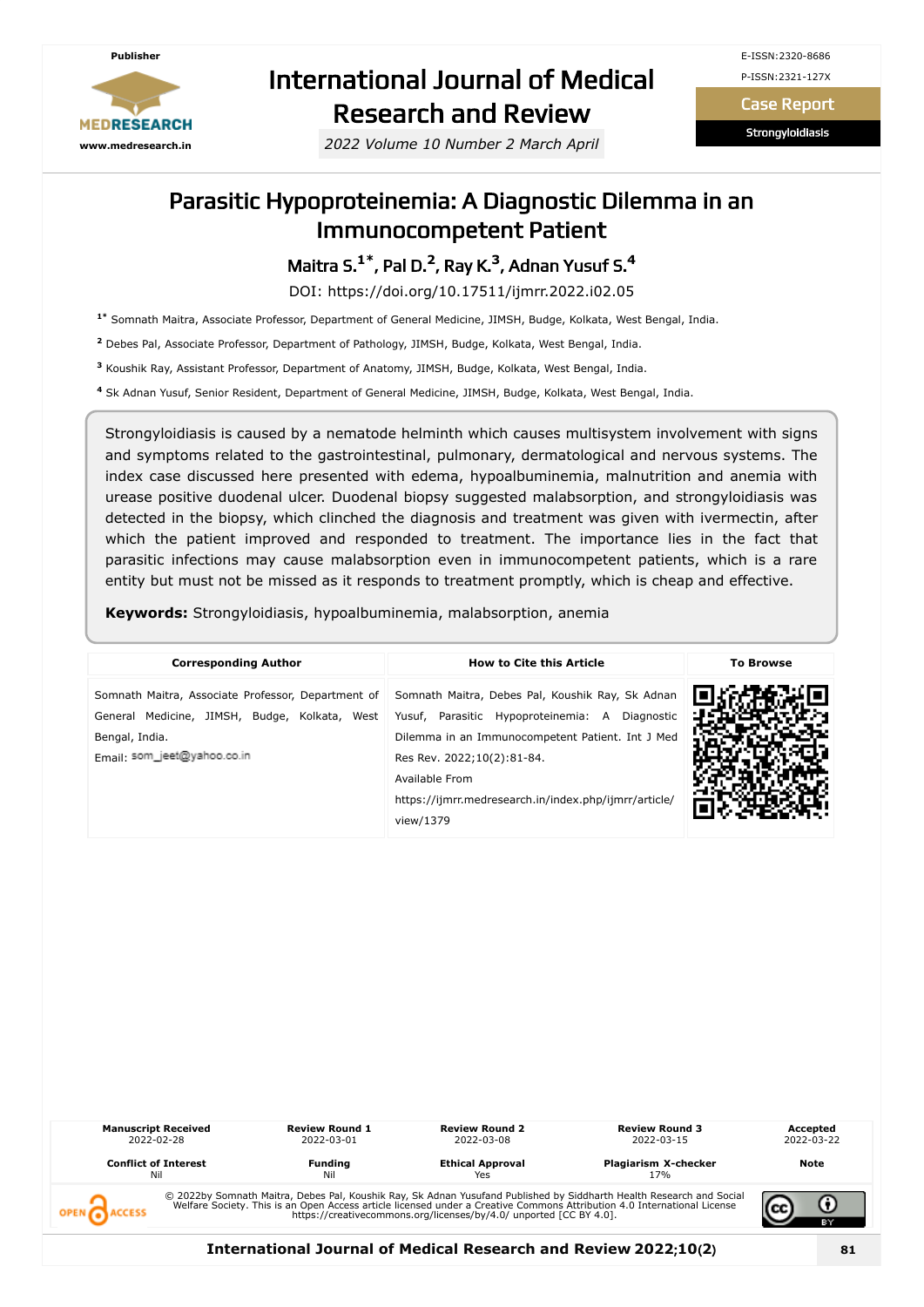Publisher

MEDRESEARCH

www.medresearch.in

# International Journal of Medical Research and Review

*2022 Volume 10 Number 2 March April*

E-ISSN:2320-8686

P-ISSN:2321-127X

**Case Report**

**Strongyloidiasis**

# Parasitic Hypoproteinemia: A Diagnostic Dilemma in an Immunocompetent Patient

**Maitra S.[1*], Pal D.[2], Ray K.[3], Adnan Yusuf S.[4]**

DOI: https://doi.org/10.17511/ijmrr.2022.i02.05

[1*] Somnath Maitra, Associate Professor, Department of General Medicine, JIMSH, Budge, Kolkata, West Bengal, India.

[2] Debes Pal, Associate Professor, Department of Pathology, JIMSH, Budge, Kolkata, West Bengal, India.

[3] Koushik Ray, Assistant Professor, Department of Anatomy, JIMSH, Budge, Kolkata, West Bengal, India.

[4] Sk Adnan Yusuf, Senior Resident, Department of General Medicine, JIMSH, Budge, Kolkata, West Bengal, India.

Strongyloidiasis is caused by a nematode helminth which causes multisystem involvement with signs and symptoms related to the gastrointestinal, pulmonary, dermatological and nervous systems. The index case discussed here presented with edema, hypoalbuminemia, malnutrition and anemia with urease positive duodenal ulcer. Duodenal biopsy suggested malabsorption, and strongyloidiasis was detected in the biopsy, which clinched the diagnosis and treatment was given with ivermectin, after which the patient improved and responded to treatment. The importance lies in the fact that parasitic infections may cause malabsorption even in immunocompetent patients, which is a rare entity but must not be missed as it responds to treatment promptly, which is cheap and effective.

**Keywords:** Strongyloidiasis, hypoalbuminemia, malabsorption, anemia

| Corresponding Author | How to Cite this Article | To Browse |
|---|---|---|
| Somnath Maitra, Associate Professor, Department of General Medicine, JIMSH, Budge, Kolkata, West Bengal, India. Email: som_jeet@yahoo.co.in | Somnath Maitra, Debes Pal, Koushik Ray, Sk Adnan Yusuf, Parasitic Hypoproteinemia: A Diagnostic Dilemma in an Immunocompetent Patient. Int J Med Res Rev. 2022;10(2):81-84. Available From https://ijmrr.medresearch.in/index.php/ijmrr/article/view/1379 | |

| Manuscript Received | Review Round 1 | Review Round 2 | Review Round 3 | Accepted |
|---|---|---|---|---|
| 2022-02-28 | 2022-03-01 | 2022-03-08 | 2022-03-15 | 2022-03-22 |
| **Conflict of Interest** | **Funding** | **Ethical Approval** | **Plagiarism X-checker** | **Note** |
| Nil | Nil | Yes | 17% | |

© 2022by Somnath Maitra, Debes Pal, Koushik Ray, Sk Adnan Yusufand Published by Siddharth Health Research and Social Welfare Society. This is an Open Access article licensed under a Creative Commons Attribution 4.0 International License https://creativecommons.org/licenses/by/4.0/ unported [CC BY 4.0].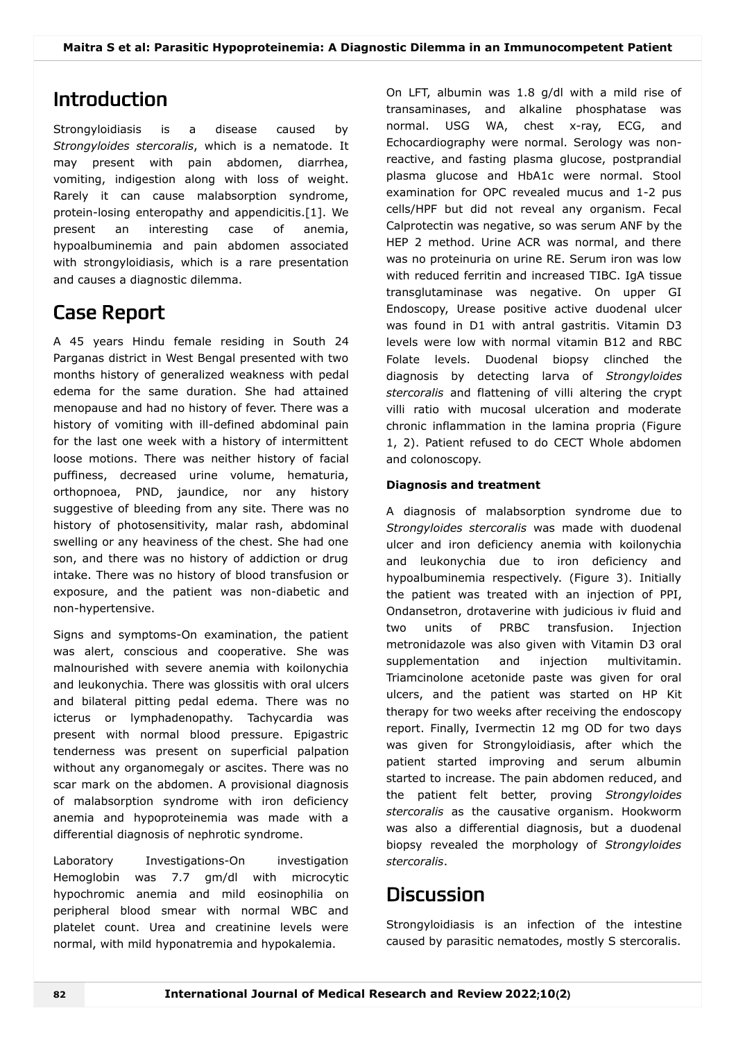## Introduction

Strongyloidiasis is a disease caused by *Strongyloides stercoralis*, which is a nematode. It may present with pain abdomen, diarrhea, vomiting, indigestion along with loss of weight. Rarely it can cause malabsorption syndrome, protein-losing enteropathy and appendicitis.[1]. We present an interesting case of anemia, hypoalbuminemia and pain abdomen associated with strongyloidiasis, which is a rare presentation and causes a diagnostic dilemma.

## Case Report

A 45 years Hindu female residing in South 24 Parganas district in West Bengal presented with two months history of generalized weakness with pedal edema for the same duration. She had attained menopause and had no history of fever. There was a history of vomiting with ill-defined abdominal pain for the last one week with a history of intermittent loose motions. There was neither history of facial puffiness, decreased urine volume, hematuria, orthopnoea, PND, jaundice, nor any history suggestive of bleeding from any site. There was no history of photosensitivity, malar rash, abdominal swelling or any heaviness of the chest. She had one son, and there was no history of addiction or drug intake. There was no history of blood transfusion or exposure, and the patient was non-diabetic and non-hypertensive.

Signs and symptoms-On examination, the patient was alert, conscious and cooperative. She was malnourished with severe anemia with koilonychia and leukonychia. There was glossitis with oral ulcers and bilateral pitting pedal edema. There was no icterus or lymphadenopathy. Tachycardia was present with normal blood pressure. Epigastric tenderness was present on superficial palpation without any organomegaly or ascites. There was no scar mark on the abdomen. A provisional diagnosis of malabsorption syndrome with iron deficiency anemia and hypoproteinemia was made with a differential diagnosis of nephrotic syndrome.

Laboratory Investigations-On investigation Hemoglobin was 7.7 gm/dl with microcytic hypochromic anemia and mild eosinophilia on peripheral blood smear with normal WBC and platelet count. Urea and creatinine levels were normal, with mild hyponatremia and hypokalemia.

On LFT, albumin was 1.8 g/dl with a mild rise of transaminases, and alkaline phosphatase was normal. USG WA, chest x-ray, ECG, and Echocardiography were normal. Serology was non-reactive, and fasting plasma glucose, postprandial plasma glucose and HbA1c were normal. Stool examination for OPC revealed mucus and 1-2 pus cells/HPF but did not reveal any organism. Fecal Calprotectin was negative, so was serum ANF by the HEP 2 method. Urine ACR was normal, and there was no proteinuria on urine RE. Serum iron was low with reduced ferritin and increased TIBC. IgA tissue transglutaminase was negative. On upper GI Endoscopy, Urease positive active duodenal ulcer was found in D1 with antral gastritis. Vitamin D3 levels were low with normal vitamin B12 and RBC Folate levels. Duodenal biopsy clinched the diagnosis by detecting larva of *Strongyloides stercoralis* and flattening of villi altering the crypt villi ratio with mucosal ulceration and moderate chronic inflammation in the lamina propria (Figure 1, 2). Patient refused to do CECT Whole abdomen and colonoscopy.

**Diagnosis and treatment**

A diagnosis of malabsorption syndrome due to *Strongyloides stercoralis* was made with duodenal ulcer and iron deficiency anemia with koilonychia and leukonychia due to iron deficiency and hypoalbuminemia respectively. (Figure 3). Initially the patient was treated with an injection of PPI, Ondansetron, drotaverine with judicious iv fluid and two units of PRBC transfusion. Injection metronidazole was also given with Vitamin D3 oral supplementation and injection multivitamin. Triamcinolone acetonide paste was given for oral ulcers, and the patient was started on HP Kit therapy for two weeks after receiving the endoscopy report. Finally, Ivermectin 12 mg OD for two days was given for Strongyloidiasis, after which the patient started improving and serum albumin started to increase. The pain abdomen reduced, and the patient felt better, proving *Strongyloides stercoralis* as the causative organism. Hookworm was also a differential diagnosis, but a duodenal biopsy revealed the morphology of *Strongyloides stercoralis*.

## Discussion

Strongyloidiasis is an infection of the intestine caused by parasitic nematodes, mostly S stercoralis.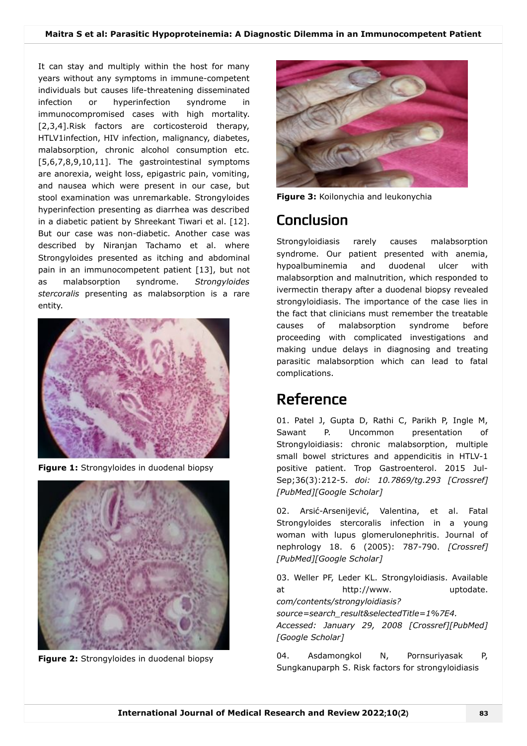It can stay and multiply within the host for many years without any symptoms in immune-competent individuals but causes life-threatening disseminated infection or hyperinfection syndrome in immunocompromised cases with high mortality. [2,3,4].Risk factors are corticosteroid therapy, HTLV1infection, HIV infection, malignancy, diabetes, malabsorption, chronic alcohol consumption etc. [5,6,7,8,9,10,11]. The gastrointestinal symptoms are anorexia, weight loss, epigastric pain, vomiting, and nausea which were present in our case, but stool examination was unremarkable. Strongyloides hyperinfection presenting as diarrhea was described in a diabetic patient by Shreekant Tiwari et al. [12]. But our case was non-diabetic. Another case was described by Niranjan Tachamo et al. where Strongyloides presented as itching and abdominal pain in an immunocompetent patient [13], but not as malabsorption syndrome. *Strongyloides stercoralis* presenting as malabsorption is a rare entity.

**Figure 1:** Strongyloides in duodenal biopsy

**Figure 2:** Strongyloides in duodenal biopsy

**Figure 3:** Koilonychia and leukonychia

## Conclusion

Strongyloidiasis rarely causes malabsorption syndrome. Our patient presented with anemia, hypoalbuminemia and duodenal ulcer with malabsorption and malnutrition, which responded to ivermectin therapy after a duodenal biopsy revealed strongyloidiasis. The importance of the case lies in the fact that clinicians must remember the treatable causes of malabsorption syndrome before proceeding with complicated investigations and making undue delays in diagnosing and treating parasitic malabsorption which can lead to fatal complications.

## Reference

01. Patel J, Gupta D, Rathi C, Parikh P, Ingle M, Sawant P. Uncommon presentation of Strongyloidiasis: chronic malabsorption, multiple small bowel strictures and appendicitis in HTLV-1 positive patient. Trop Gastroenterol. 2015 Jul-Sep;36(3):212-5. *doi: 10.7869/tg.293 [Crossref][PubMed][Google Scholar]*

02. Arsić-Arsenijević, Valentina, et al. Fatal Strongyloides stercoralis infection in a young woman with lupus glomerulonephritis. Journal of nephrology 18. 6 (2005): 787-790. *[Crossref][PubMed][Google Scholar]*

03. Weller PF, Leder KL. Strongyloidiasis. Available at http://www. uptodate. *com/contents/strongyloidiasis?source=search_result&selectedTitle=1%7E4. Accessed: January 29, 2008 [Crossref][PubMed][Google Scholar]*

04. Asdamongkol N, Pornsuriyasak P, Sungkanuparph S. Risk factors for strongyloidiasis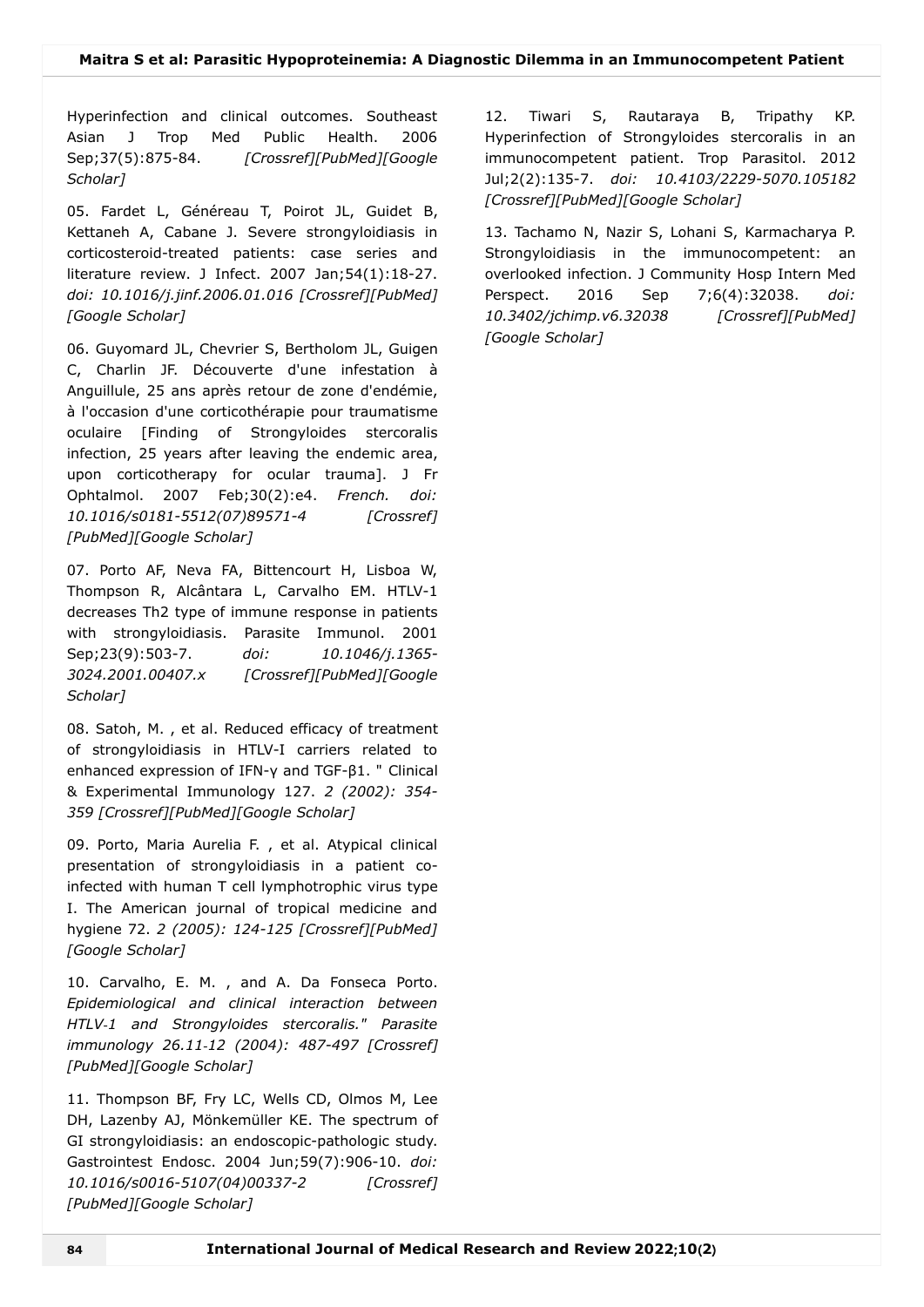Hyperinfection and clinical outcomes. Southeast Asian J Trop Med Public Health. 2006 Sep;37(5):875-84. *[Crossref][PubMed][Google Scholar]*

05. Fardet L, Généreau T, Poirot JL, Guidet B, Kettaneh A, Cabane J. Severe strongyloidiasis in corticosteroid-treated patients: case series and literature review. J Infect. 2007 Jan;54(1):18-27. *doi: 10.1016/j.jinf.2006.01.016 [Crossref][PubMed][Google Scholar]*

06. Guyomard JL, Chevrier S, Bertholom JL, Guigen C, Charlin JF. Découverte d'une infestation à Anguillule, 25 ans après retour de zone d'endémie, à l'occasion d'une corticothérapie pour traumatisme oculaire [Finding of Strongyloides stercoralis infection, 25 years after leaving the endemic area, upon corticotherapy for ocular trauma]. J Fr Ophtalmol. 2007 Feb;30(2):e4. *French. doi: 10.1016/s0181-5512(07)89571-4 [Crossref][PubMed][Google Scholar]*

07. Porto AF, Neva FA, Bittencourt H, Lisboa W, Thompson R, Alcântara L, Carvalho EM. HTLV-1 decreases Th2 type of immune response in patients with strongyloidiasis. Parasite Immunol. 2001 Sep;23(9):503-7. *doi: 10.1046/j.1365-3024.2001.00407.x [Crossref][PubMed][Google Scholar]*

08. Satoh, M. , et al. Reduced efficacy of treatment of strongyloidiasis in HTLV-I carriers related to enhanced expression of IFN-γ and TGF-β1. " Clinical & Experimental Immunology 127. *2 (2002): 354-359 [Crossref][PubMed][Google Scholar]*

09. Porto, Maria Aurelia F. , et al. Atypical clinical presentation of strongyloidiasis in a patient co-infected with human T cell lymphotrophic virus type I. The American journal of tropical medicine and hygiene 72. *2 (2005): 124-125 [Crossref][PubMed][Google Scholar]*

10. Carvalho, E. M. , and A. Da Fonseca Porto. *Epidemiological and clinical interaction between HTLV-1 and Strongyloides stercoralis." Parasite immunology 26.11-12 (2004): 487-497 [Crossref][PubMed][Google Scholar]*

11. Thompson BF, Fry LC, Wells CD, Olmos M, Lee DH, Lazenby AJ, Mönkemüller KE. The spectrum of GI strongyloidiasis: an endoscopic-pathologic study. Gastrointest Endosc. 2004 Jun;59(7):906-10. *doi: 10.1016/s0016-5107(04)00337-2 [Crossref][PubMed][Google Scholar]*

12. Tiwari S, Rautaraya B, Tripathy KP. Hyperinfection of Strongyloides stercoralis in an immunocompetent patient. Trop Parasitol. 2012 Jul;2(2):135-7. *doi: 10.4103/2229-5070.105182 [Crossref][PubMed][Google Scholar]*

13. Tachamo N, Nazir S, Lohani S, Karmacharya P. Strongyloidiasis in the immunocompetent: an overlooked infection. J Community Hosp Intern Med Perspect. 2016 Sep 7;6(4):32038. *doi: 10.3402/jchimp.v6.32038 [Crossref][PubMed][Google Scholar]*